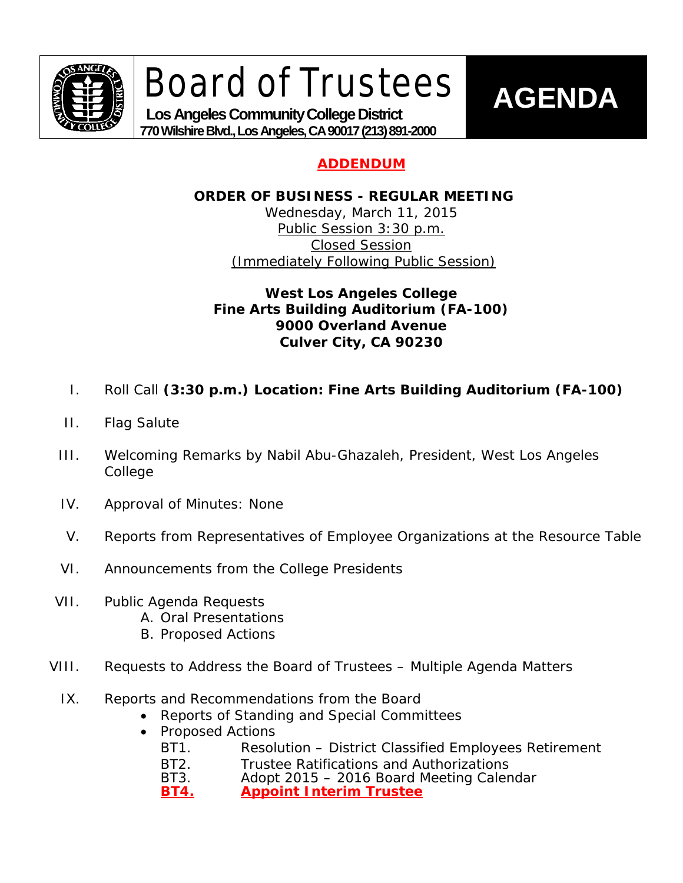# Board of Trustees

**Los Angeles Community College District**
**770 Wilshire Blvd., Los Angeles, CA 90017 (213) 891-2000**

# AGENDA

**ADDENDUM**

**ORDER OF BUSINESS - REGULAR MEETING**
Wednesday, March 11, 2015
Public Session 3:30 p.m.
Closed Session
(Immediately Following Public Session)

**West Los Angeles College**
**Fine Arts Building Auditorium (FA-100)**
**9000 Overland Avenue**
**Culver City, CA 90230**

I. Roll Call **(3:30 p.m.) Location: Fine Arts Building Auditorium (FA-100)**

II. Flag Salute

III. Welcoming Remarks by Nabil Abu-Ghazaleh, President, West Los Angeles College

IV. Approval of Minutes: None

V. Reports from Representatives of Employee Organizations at the Resource Table

VI. Announcements from the College Presidents

VII. Public Agenda Requests
   A. Oral Presentations
   B. Proposed Actions

VIII. Requests to Address the Board of Trustees – Multiple Agenda Matters

IX. Reports and Recommendations from the Board
- Reports of Standing and Special Committees
- Proposed Actions
  - BT1. Resolution – District Classified Employees Retirement
  - BT2. Trustee Ratifications and Authorizations
  - BT3. Adopt 2015 – 2016 Board Meeting Calendar
  - **BT4. Appoint Interim Trustee**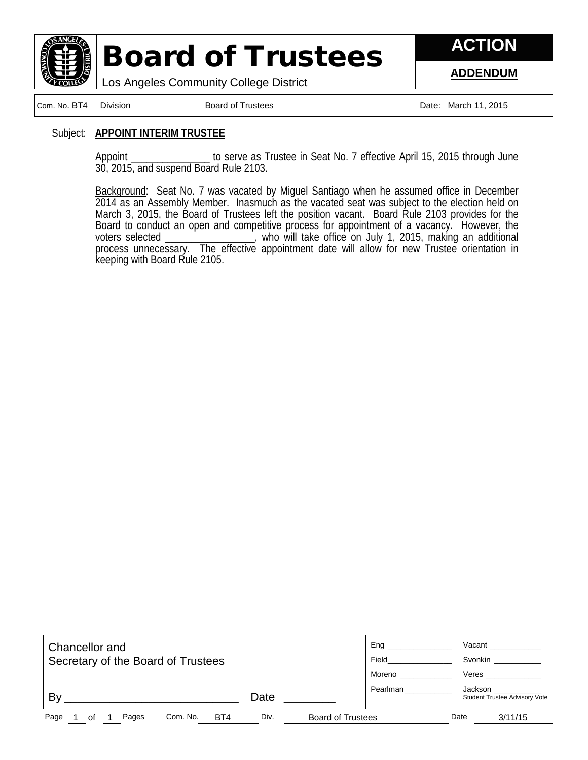# Board of Trustees

Los Angeles Community College District

**ACTION**

**ADDENDUM**

| | | | |
|---|---|---|---|
| Com. No. BT4 | Division | Board of Trustees | Date: March 11, 2015 |

Subject: **APPOINT INTERIM TRUSTEE**

Appoint _______________ to serve as Trustee in Seat No. 7 effective April 15, 2015 through June 30, 2015, and suspend Board Rule 2103.

Background: Seat No. 7 was vacated by Miguel Santiago when he assumed office in December 2014 as an Assembly Member. Inasmuch as the vacated seat was subject to the election held on March 3, 2015, the Board of Trustees left the position vacant. Board Rule 2103 provides for the Board to conduct an open and competitive process for appointment of a vacancy. However, the voters selected _________________, who will take office on July 1, 2015, making an additional process unnecessary. The effective appointment date will allow for new Trustee orientation in keeping with Board Rule 2105.

Chancellor and
Secretary of the Board of Trustees

By ____________________________ Date ________

| | |
|---|---|
| Eng ______ | Vacant ______ |
| Field ______ | Svonkin ______ |
| Moreno ______ | Veres ______ |
| Pearlman ______ | Jackson ______ Student Trustee Advisory Vote |

Page 1 of 1 Pages Com. No. BT4 Div. Board of Trustees Date 3/11/15